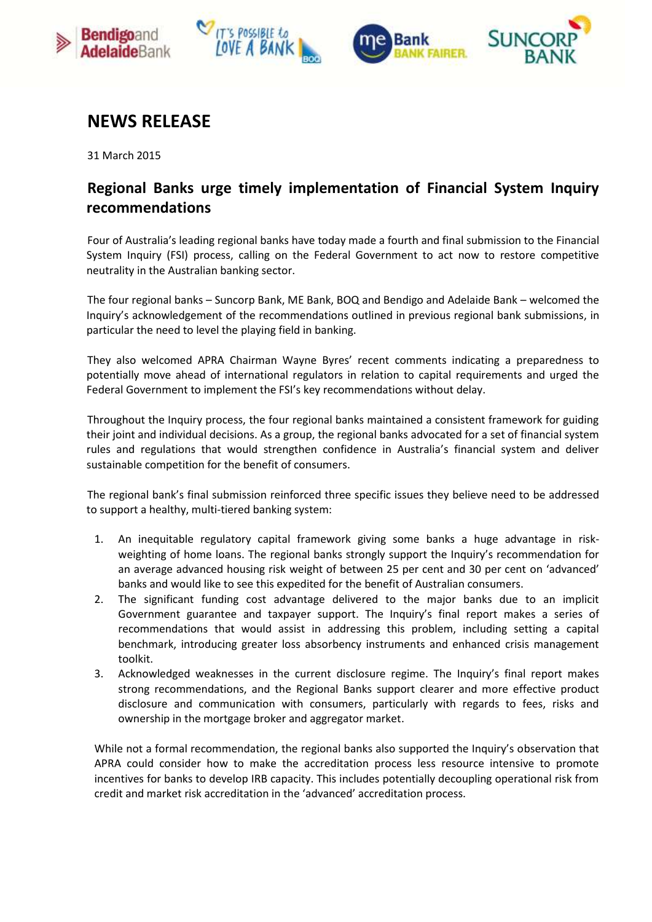# NEWS RELEASE

31 March 2015

## Regional Banks urge timely implementation of Financial System Inquiry recommendations

Four of Australia's leading regional banks have today made a fourth and final submission to the Financial System Inquiry (FSI) process, calling on the Federal Government to act now to restore competitive neutrality in the Australian banking sector.

The four regional banks – Suncorp Bank, ME Bank, BOQ and Bendigo and Adelaide Bank – welcomed the Inquiry's acknowledgement of the recommendations outlined in previous regional bank submissions, in particular the need to level the playing field in banking.

They also welcomed APRA Chairman Wayne Byres' recent comments indicating a preparedness to potentially move ahead of international regulators in relation to capital requirements and urged the Federal Government to implement the FSI's key recommendations without delay.

Throughout the Inquiry process, the four regional banks maintained a consistent framework for guiding their joint and individual decisions. As a group, the regional banks advocated for a set of financial system rules and regulations that would strengthen confidence in Australia's financial system and deliver sustainable competition for the benefit of consumers.

The regional bank's final submission reinforced three specific issues they believe need to be addressed to support a healthy, multi-tiered banking system:

1. An inequitable regulatory capital framework giving some banks a huge advantage in risk-weighting of home loans. The regional banks strongly support the Inquiry's recommendation for an average advanced housing risk weight of between 25 per cent and 30 per cent on 'advanced' banks and would like to see this expedited for the benefit of Australian consumers.
2. The significant funding cost advantage delivered to the major banks due to an implicit Government guarantee and taxpayer support. The Inquiry's final report makes a series of recommendations that would assist in addressing this problem, including setting a capital benchmark, introducing greater loss absorbency instruments and enhanced crisis management toolkit.
3. Acknowledged weaknesses in the current disclosure regime. The Inquiry's final report makes strong recommendations, and the Regional Banks support clearer and more effective product disclosure and communication with consumers, particularly with regards to fees, risks and ownership in the mortgage broker and aggregator market.

While not a formal recommendation, the regional banks also supported the Inquiry's observation that APRA could consider how to make the accreditation process less resource intensive to promote incentives for banks to develop IRB capacity. This includes potentially decoupling operational risk from credit and market risk accreditation in the 'advanced' accreditation process.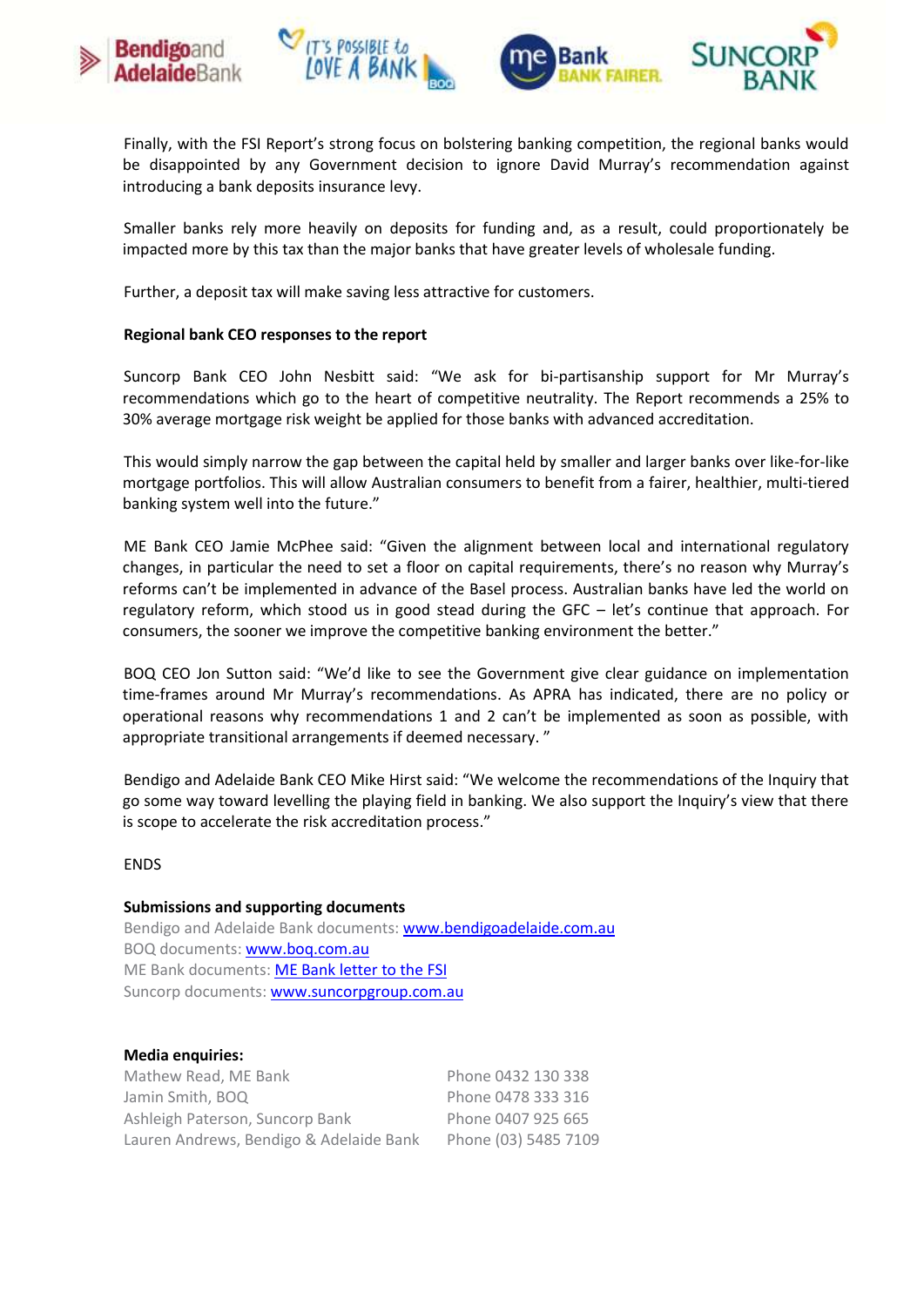Finally, with the FSI Report's strong focus on bolstering banking competition, the regional banks would be disappointed by any Government decision to ignore David Murray's recommendation against introducing a bank deposits insurance levy.

Smaller banks rely more heavily on deposits for funding and, as a result, could proportionately be impacted more by this tax than the major banks that have greater levels of wholesale funding.

Further, a deposit tax will make saving less attractive for customers.

**Regional bank CEO responses to the report**

Suncorp Bank CEO John Nesbitt said: "We ask for bi-partisanship support for Mr Murray's recommendations which go to the heart of competitive neutrality. The Report recommends a 25% to 30% average mortgage risk weight be applied for those banks with advanced accreditation.

This would simply narrow the gap between the capital held by smaller and larger banks over like-for-like mortgage portfolios. This will allow Australian consumers to benefit from a fairer, healthier, multi-tiered banking system well into the future."

ME Bank CEO Jamie McPhee said: "Given the alignment between local and international regulatory changes, in particular the need to set a floor on capital requirements, there's no reason why Murray's reforms can't be implemented in advance of the Basel process. Australian banks have led the world on regulatory reform, which stood us in good stead during the GFC – let's continue that approach. For consumers, the sooner we improve the competitive banking environment the better."

BOQ CEO Jon Sutton said: "We'd like to see the Government give clear guidance on implementation time-frames around Mr Murray's recommendations. As APRA has indicated, there are no policy or operational reasons why recommendations 1 and 2 can't be implemented as soon as possible, with appropriate transitional arrangements if deemed necessary. "

Bendigo and Adelaide Bank CEO Mike Hirst said: "We welcome the recommendations of the Inquiry that go some way toward levelling the playing field in banking. We also support the Inquiry's view that there is scope to accelerate the risk accreditation process."

ENDS

**Submissions and supporting documents**

Bendigo and Adelaide Bank documents: www.bendigoadelaide.com.au
BOQ documents: www.boq.com.au
ME Bank documents: ME Bank letter to the FSI
Suncorp documents: www.suncorpgroup.com.au

**Media enquiries:**

| | |
|---|---|
| Mathew Read, ME Bank | Phone 0432 130 338 |
| Jamin Smith, BOQ | Phone 0478 333 316 |
| Ashleigh Paterson, Suncorp Bank | Phone 0407 925 665 |
| Lauren Andrews, Bendigo & Adelaide Bank | Phone (03) 5485 7109 |